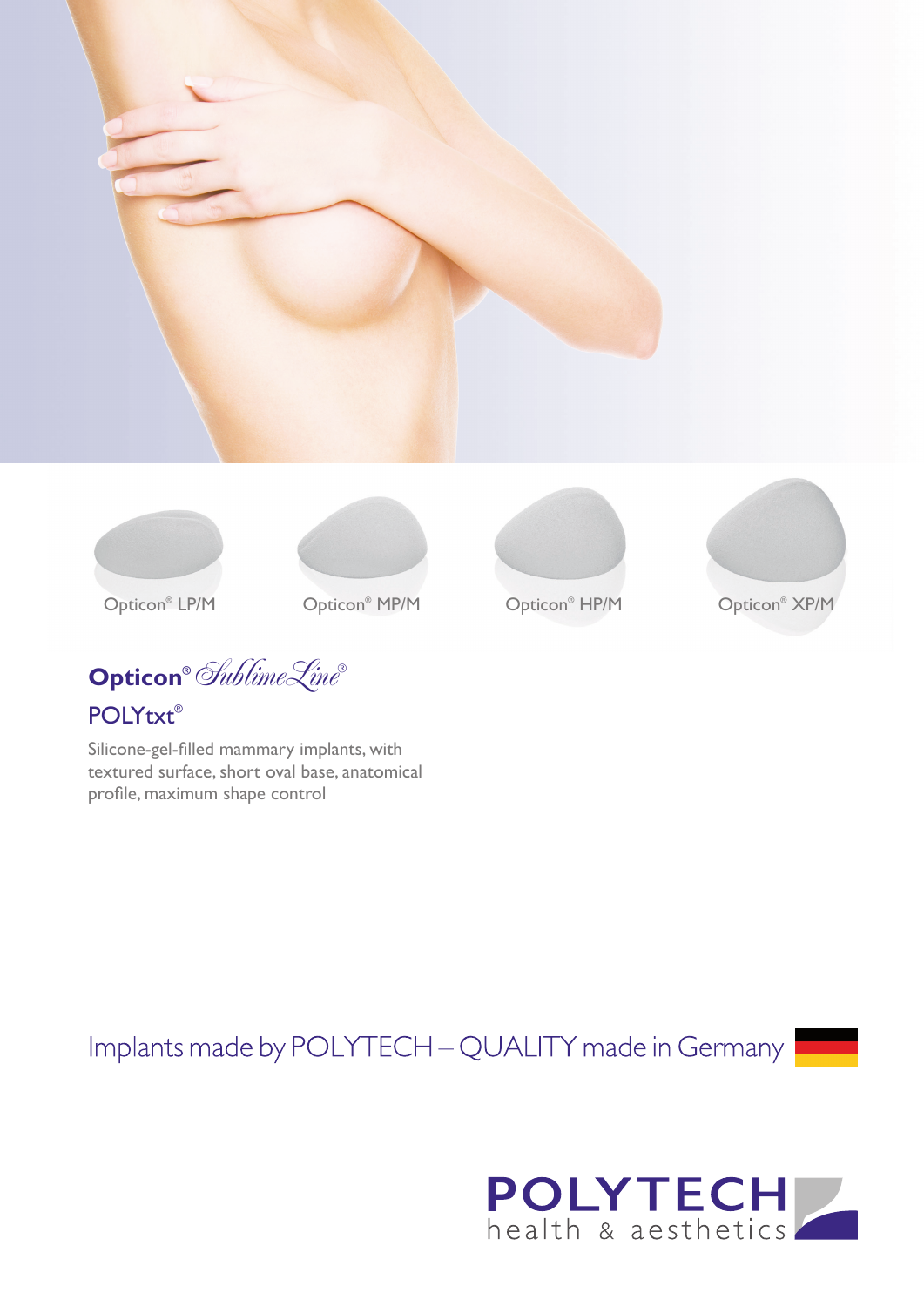Opticon® LP/M

Opticon® MP/M

Opticon® HP/M

Opticon® XP/M

# Opticon® *SublimeLine®*

## POLYtxt®

Silicone-gel-filled mammary implants, with textured surface, short oval base, anatomical profile, maximum shape control

Implants made by POLYTECH – QUALITY made in Germany

**POLYTECH**
health & aesthetics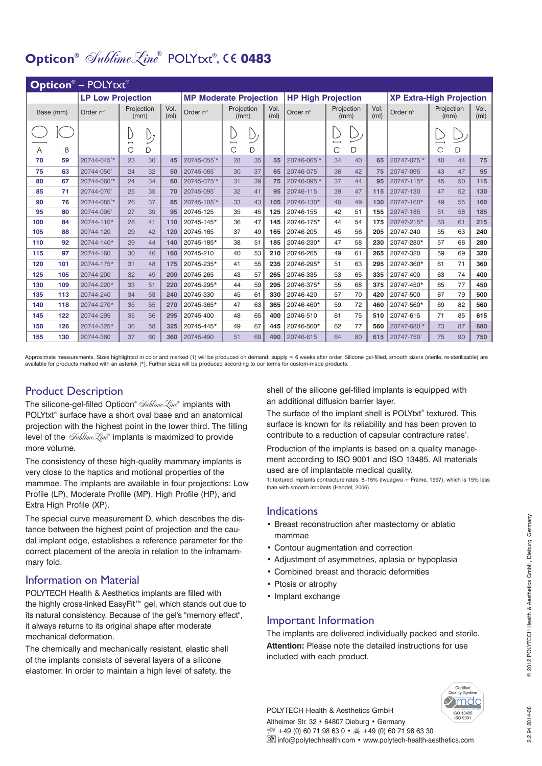# Opticon® SublimeLine® POLYtxt®, CE 0483

| Opticon® – POLYtxt® | | | | | | | | | | | | | | | | | |
|---|---|---|---|---|---|---|---|---|---|---|---|---|---|---|---|---|---|
| | | LP Low Projection | | | | MP Moderate Projection | | | | HP High Projection | | | | XP Extra-High Projection | | | |
| Base (mm) | | Order n° | Projection (mm) | | Vol. (ml) | Order n° | Projection (mm) | | Vol. (ml) | Order n° | Projection (mm) | | Vol. (ml) | Order n° | Projection (mm) | | Vol. (ml) |
| A | B | | C | D | | | C | D | | | C | D | | | C | D | |
| 70 | 59 | 20744-045[1]* | 23 | 30 | 45 | 20745-055[1]* | 28 | 35 | 55 | 20746-065[1]* | 34 | 40 | 65 | 20747-075[1]* | 40 | 44 | 75 |
| 75 | 63 | 20744-050[1] | 24 | 32 | 50 | 20745-065[1] | 30 | 37 | 65 | 20746-075[1] | 36 | 42 | 75 | 20747-095[1] | 43 | 47 | 95 |
| 80 | 67 | 20744-060[1]* | 24 | 34 | 60 | 20745-075[1]* | 31 | 39 | 75 | 20746-095[1]* | 37 | 44 | 95 | 20747-115* | 45 | 50 | 115 |
| 85 | 71 | 20744-070[1] | 25 | 35 | 70 | 20745-095[1] | 32 | 41 | 95 | 20746-115 | 39 | 47 | 115 | 20747-130 | 47 | 52 | 130 |
| 90 | 76 | 20744-085[1]* | 26 | 37 | 85 | 20745-105[1]* | 33 | 43 | 105 | 20746-130* | 40 | 49 | 130 | 20747-160* | 49 | 55 | 160 |
| 95 | 80 | 20744-095[1] | 27 | 39 | 95 | 20745-125 | 35 | 45 | 125 | 20746-155 | 42 | 51 | 155 | 20747-185 | 51 | 58 | 185 |
| 100 | 84 | 20744-110* | 28 | 41 | 110 | 20745-145* | 36 | 47 | 145 | 20746-175* | 44 | 54 | 175 | 20747-215* | 53 | 61 | 215 |
| 105 | 88 | 20744-120 | 29 | 42 | 120 | 20745-165 | 37 | 49 | 165 | 20746-205 | 45 | 56 | 205 | 20747-240 | 55 | 63 | 240 |
| 110 | 92 | 20744-140* | 29 | 44 | 140 | 20745-185* | 38 | 51 | 185 | 20746-230* | 47 | 58 | 230 | 20747-280* | 57 | 66 | 280 |
| 115 | 97 | 20744-160 | 30 | 46 | 160 | 20745-210 | 40 | 53 | 210 | 20746-265 | 49 | 61 | 265 | 20747-320 | 59 | 69 | 320 |
| 120 | 101 | 20744-175* | 31 | 48 | 175 | 20745-235* | 41 | 55 | 235 | 20746-295* | 51 | 63 | 295 | 20747-360* | 61 | 71 | 360 |
| 125 | 105 | 20744-200 | 32 | 49 | 200 | 20745-265 | 43 | 57 | 265 | 20746-335 | 53 | 65 | 335 | 20747-400 | 63 | 74 | 400 |
| 130 | 109 | 20744-220* | 33 | 51 | 220 | 20745-295* | 44 | 59 | 295 | 20746-375* | 55 | 68 | 375 | 20747-450* | 65 | 77 | 450 |
| 135 | 113 | 20744-240 | 34 | 53 | 240 | 20745-330 | 45 | 61 | 330 | 20746-420 | 57 | 70 | 420 | 20747-500 | 67 | 79 | 500 |
| 140 | 118 | 20744-270* | 35 | 55 | 270 | 20745-365* | 47 | 63 | 365 | 20746-460* | 59 | 72 | 460 | 20747-560* | 69 | 82 | 560 |
| 145 | 122 | 20744-295 | 35 | 56 | 295 | 20745-400 | 48 | 65 | 400 | 20746-510 | 61 | 75 | 510 | 20747-615 | 71 | 85 | 615 |
| 150 | 126 | 20744-325* | 36 | 58 | 325 | 20745-445* | 49 | 67 | 445 | 20746-560* | 62 | 77 | 560 | 20747-680[1]* | 73 | 87 | 680 |
| 155 | 130 | 20744-360 | 37 | 60 | 360 | 20745-490 | 51 | 69 | 490 | 20746-615 | 64 | 80 | 615 | 20747-750[1] | 75 | 90 | 750 |

Approximate measurements. Sizes highlighted in color and marked (1) will be produced on demand; supply ≈ 6 weeks after order. Silicone gel-filled, smooth sizers (sterile, re-sterilisable) are available for products marked with an asterisk (*). Further sizes will be produced according to our terms for custom-made products.

## Product Description

The silicone-gel-filled Opticon® SublimeLine® implants with POLYtxt® surface have a short oval base and an anatomical projection with the highest point in the lower third. The filling level of the SublimeLine® implants is maximized to provide more volume.

The consistency of these high-quality mammary implants is very close to the haptics and motional properties of the mammae. The implants are available in four projections: Low Profile (LP), Moderate Profile (MP), High Profile (HP), and Extra High Profile (XP).

The special curve measurement D, which describes the distance between the highest point of projection and the caudal implant edge, establishes a reference parameter for the correct placement of the areola in relation to the inframammary fold.

## Information on Material

POLYTECH Health & Aesthetics implants are filled with the highly cross-linked EasyFit™ gel, which stands out due to its natural consistency. Because of the gel's "memory effect", it always returns to its original shape after moderate mechanical deformation.

The chemically and mechanically resistant, elastic shell of the implants consists of several layers of a silicone elastomer. In order to maintain a high level of safety, the shell of the silicone gel-filled implants is equipped with an additional diffusion barrier layer.

The surface of the implant shell is POLYtxt® textured. This surface is known for its reliability and has been proven to contribute to a reduction of capsular contracture rates[1].

Production of the implants is based on a quality management according to ISO 9001 and ISO 13485. All materials used are of implantable medical quality.

1: textured implants contracture rates: 8–15% (Iwuagwu + Frame, 1997), which is 15% less than with smooth implants (Handel, 2006)

## Indications

- Breast reconstruction after mastectomy or ablatio mammae
- Contour augmentation and correction
- Adjustment of asymmetries, aplasia or hypoplasia
- Combined breast and thoracic deformities
- Ptosis or atrophy
- Implant exchange

## Important Information

The implants are delivered individually packed and sterile.

**Attention:** Please note the detailed instructions for use included with each product.

Certified Quality System mdc ISO 13485 ISO 9001

POLYTECH Health & Aesthetics GmbH
Altheimer Str. 32 • 64807 Dieburg • Germany
+49 (0) 60 71 98 63 0 • +49 (0) 60 71 98 63 30
info@polytechhealth.com • www.polytech-health-aesthetics.com

© 2012 POLYTECH Health & Aesthetics GmbH, Dieburg, Germany

2.2.94 2014-08